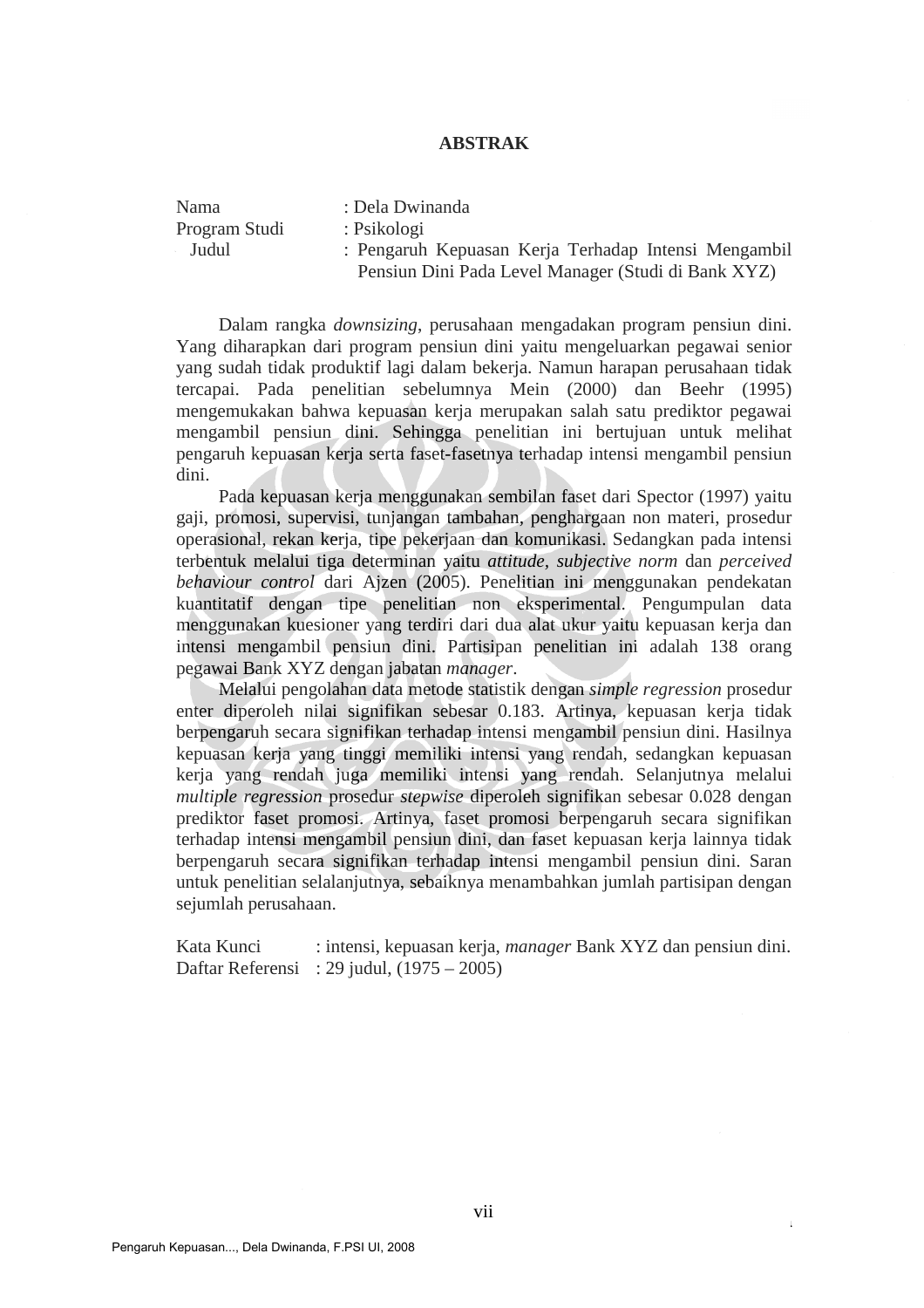# ABSTRAK

Nama : Dela Dwinanda
Program Studi : Psikologi
Judul : Pengaruh Kepuasan Kerja Terhadap Intensi Mengambil Pensiun Dini Pada Level Manager (Studi di Bank XYZ)

Dalam rangka *downsizing*, perusahaan mengadakan program pensiun dini. Yang diharapkan dari program pensiun dini yaitu mengeluarkan pegawai senior yang sudah tidak produktif lagi dalam bekerja. Namun harapan perusahaan tidak tercapai. Pada penelitian sebelumnya Mein (2000) dan Beehr (1995) mengemukakan bahwa kepuasan kerja merupakan salah satu prediktor pegawai mengambil pensiun dini. Sehingga penelitian ini bertujuan untuk melihat pengaruh kepuasan kerja serta faset-fasetnya terhadap intensi mengambil pensiun dini.

Pada kepuasan kerja menggunakan sembilan faset dari Spector (1997) yaitu gaji, promosi, supervisi, tunjangan tambahan, penghargaan non materi, prosedur operasional, rekan kerja, tipe pekerjaan dan komunikasi. Sedangkan pada intensi terbentuk melalui tiga determinan yaitu *attitude, subjective norm* dan *perceived behaviour control* dari Ajzen (2005). Penelitian ini menggunakan pendekatan kuantitatif dengan tipe penelitian non eksperimental. Pengumpulan data menggunakan kuesioner yang terdiri dari dua alat ukur yaitu kepuasan kerja dan intensi mengambil pensiun dini. Partisipan penelitian ini adalah 138 orang pegawai Bank XYZ dengan jabatan *manager*.

Melalui pengolahan data metode statistik dengan *simple regression* prosedur enter diperoleh nilai signifikan sebesar 0.183. Artinya, kepuasan kerja tidak berpengaruh secara signifikan terhadap intensi mengambil pensiun dini. Hasilnya kepuasan kerja yang tinggi memiliki intensi yang rendah, sedangkan kepuasan kerja yang rendah juga memiliki intensi yang rendah. Selanjutnya melalui *multiple regression* prosedur *stepwise* diperoleh signifikan sebesar 0.028 dengan prediktor faset promosi. Artinya, faset promosi berpengaruh secara signifikan terhadap intensi mengambil pensiun dini, dan faset kepuasan kerja lainnya tidak berpengaruh secara signifikan terhadap intensi mengambil pensiun dini. Saran untuk penelitian selalanjutnya, sebaiknya menambahkan jumlah partisipan dengan sejumlah perusahaan.

Kata Kunci : intensi, kepuasan kerja, *manager* Bank XYZ dan pensiun dini.
Daftar Referensi : 29 judul, (1975 – 2005)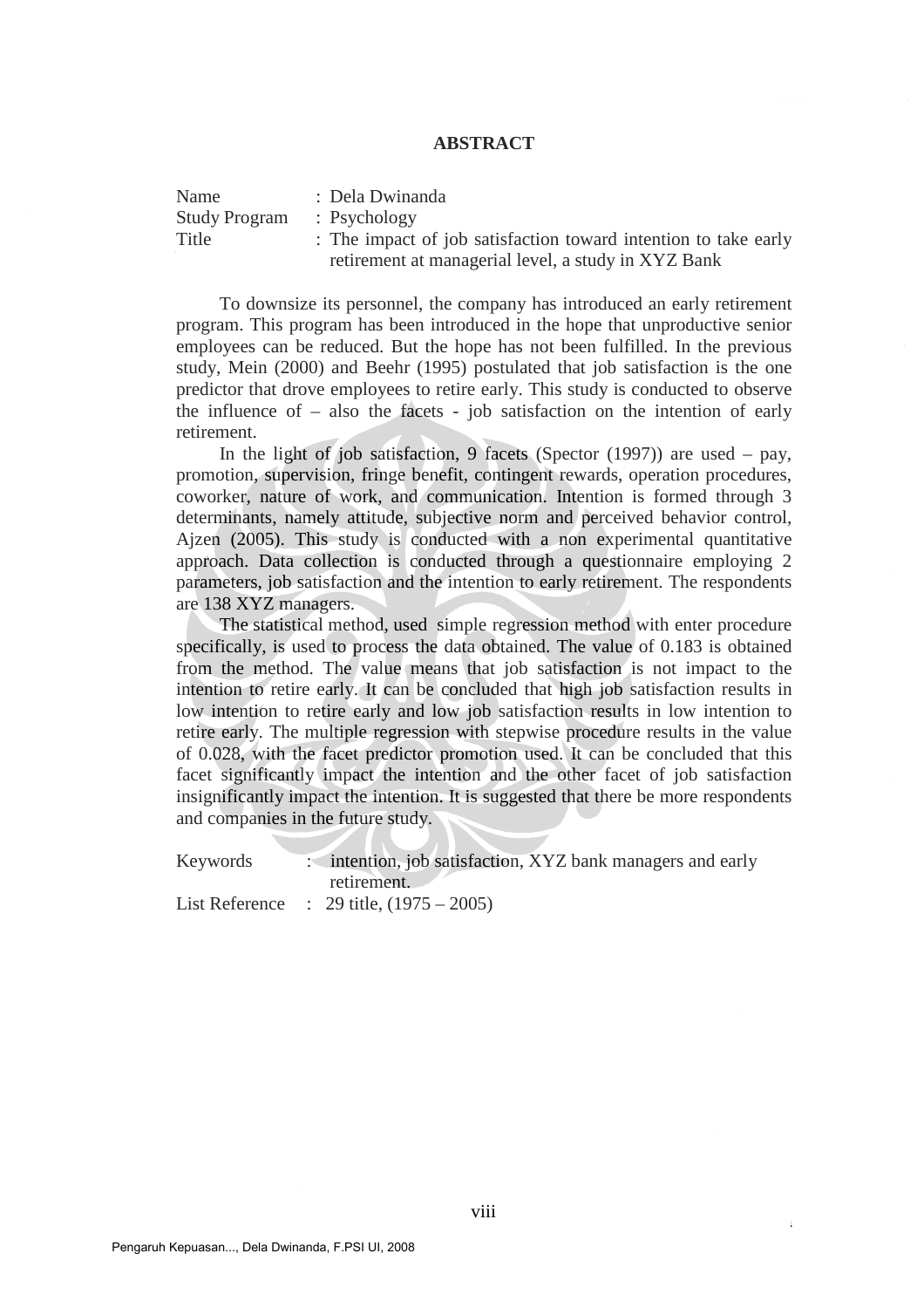## ABSTRACT

Name : Dela Dwinanda
Study Program : Psychology
Title : The impact of job satisfaction toward intention to take early retirement at managerial level, a study in XYZ Bank

To downsize its personnel, the company has introduced an early retirement program. This program has been introduced in the hope that unproductive senior employees can be reduced. But the hope has not been fulfilled. In the previous study, Mein (2000) and Beehr (1995) postulated that job satisfaction is the one predictor that drove employees to retire early. This study is conducted to observe the influence of – also the facets - job satisfaction on the intention of early retirement.

In the light of job satisfaction, 9 facets (Spector (1997)) are used – pay, promotion, supervision, fringe benefit, contingent rewards, operation procedures, coworker, nature of work, and communication. Intention is formed through 3 determinants, namely attitude, subjective norm and perceived behavior control, Ajzen (2005). This study is conducted with a non experimental quantitative approach. Data collection is conducted through a questionnaire employing 2 parameters, job satisfaction and the intention to early retirement. The respondents are 138 XYZ managers.

The statistical method, used simple regression method with enter procedure specifically, is used to process the data obtained. The value of 0.183 is obtained from the method. The value means that job satisfaction is not impact to the intention to retire early. It can be concluded that high job satisfaction results in low intention to retire early and low job satisfaction results in low intention to retire early. The multiple regression with stepwise procedure results in the value of 0.028, with the facet predictor promotion used. It can be concluded that this facet significantly impact the intention and the other facet of job satisfaction insignificantly impact the intention. It is suggested that there be more respondents and companies in the future study.

Keywords : intention, job satisfaction, XYZ bank managers and early retirement.
List Reference : 29 title, (1975 – 2005)